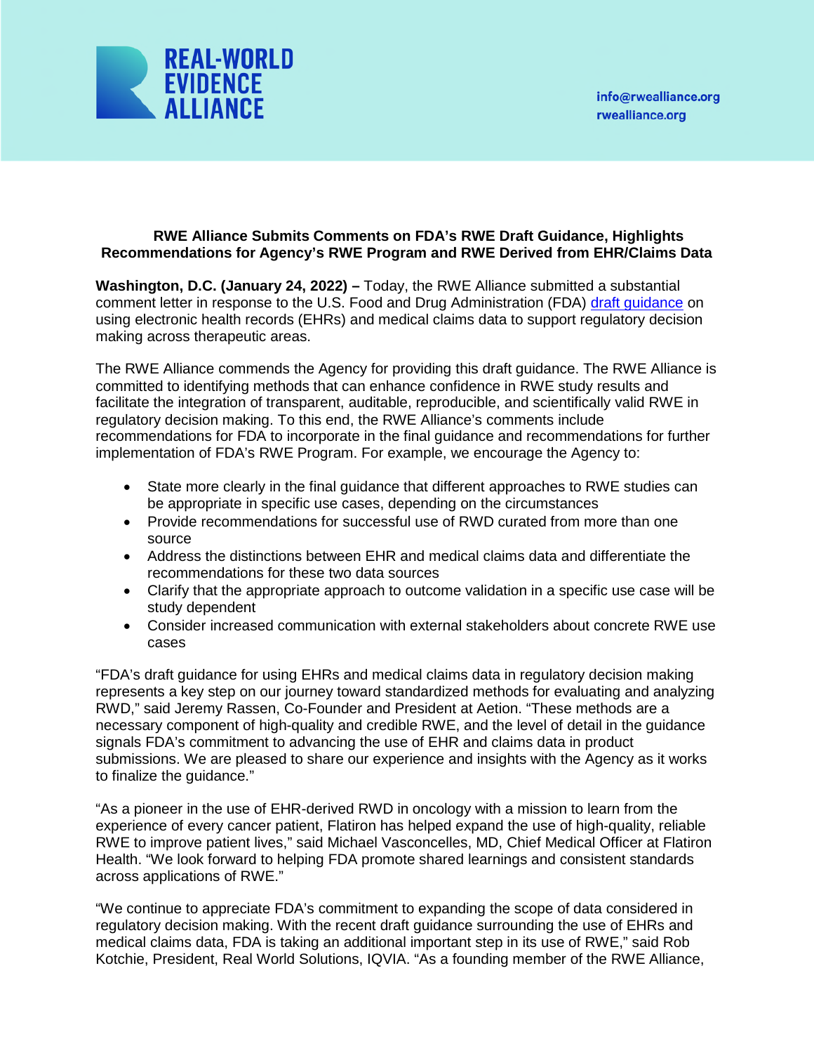REAL-WORLD EVIDENCE ALLIANCE

info@rwealliance.org
rwealliance.org

**RWE Alliance Submits Comments on FDA's RWE Draft Guidance, Highlights Recommendations for Agency's RWE Program and RWE Derived from EHR/Claims Data**

**Washington, D.C. (January 24, 2022) –** Today, the RWE Alliance submitted a substantial comment letter in response to the U.S. Food and Drug Administration (FDA) draft guidance on using electronic health records (EHRs) and medical claims data to support regulatory decision making across therapeutic areas.

The RWE Alliance commends the Agency for providing this draft guidance. The RWE Alliance is committed to identifying methods that can enhance confidence in RWE study results and facilitate the integration of transparent, auditable, reproducible, and scientifically valid RWE in regulatory decision making. To this end, the RWE Alliance's comments include recommendations for FDA to incorporate in the final guidance and recommendations for further implementation of FDA's RWE Program. For example, we encourage the Agency to:

- State more clearly in the final guidance that different approaches to RWE studies can be appropriate in specific use cases, depending on the circumstances
- Provide recommendations for successful use of RWD curated from more than one source
- Address the distinctions between EHR and medical claims data and differentiate the recommendations for these two data sources
- Clarify that the appropriate approach to outcome validation in a specific use case will be study dependent
- Consider increased communication with external stakeholders about concrete RWE use cases

"FDA's draft guidance for using EHRs and medical claims data in regulatory decision making represents a key step on our journey toward standardized methods for evaluating and analyzing RWD," said Jeremy Rassen, Co-Founder and President at Aetion. "These methods are a necessary component of high-quality and credible RWE, and the level of detail in the guidance signals FDA's commitment to advancing the use of EHR and claims data in product submissions. We are pleased to share our experience and insights with the Agency as it works to finalize the guidance."

"As a pioneer in the use of EHR-derived RWD in oncology with a mission to learn from the experience of every cancer patient, Flatiron has helped expand the use of high-quality, reliable RWE to improve patient lives," said Michael Vasconcelles, MD, Chief Medical Officer at Flatiron Health. "We look forward to helping FDA promote shared learnings and consistent standards across applications of RWE."

"We continue to appreciate FDA's commitment to expanding the scope of data considered in regulatory decision making. With the recent draft guidance surrounding the use of EHRs and medical claims data, FDA is taking an additional important step in its use of RWE," said Rob Kotchie, President, Real World Solutions, IQVIA. "As a founding member of the RWE Alliance,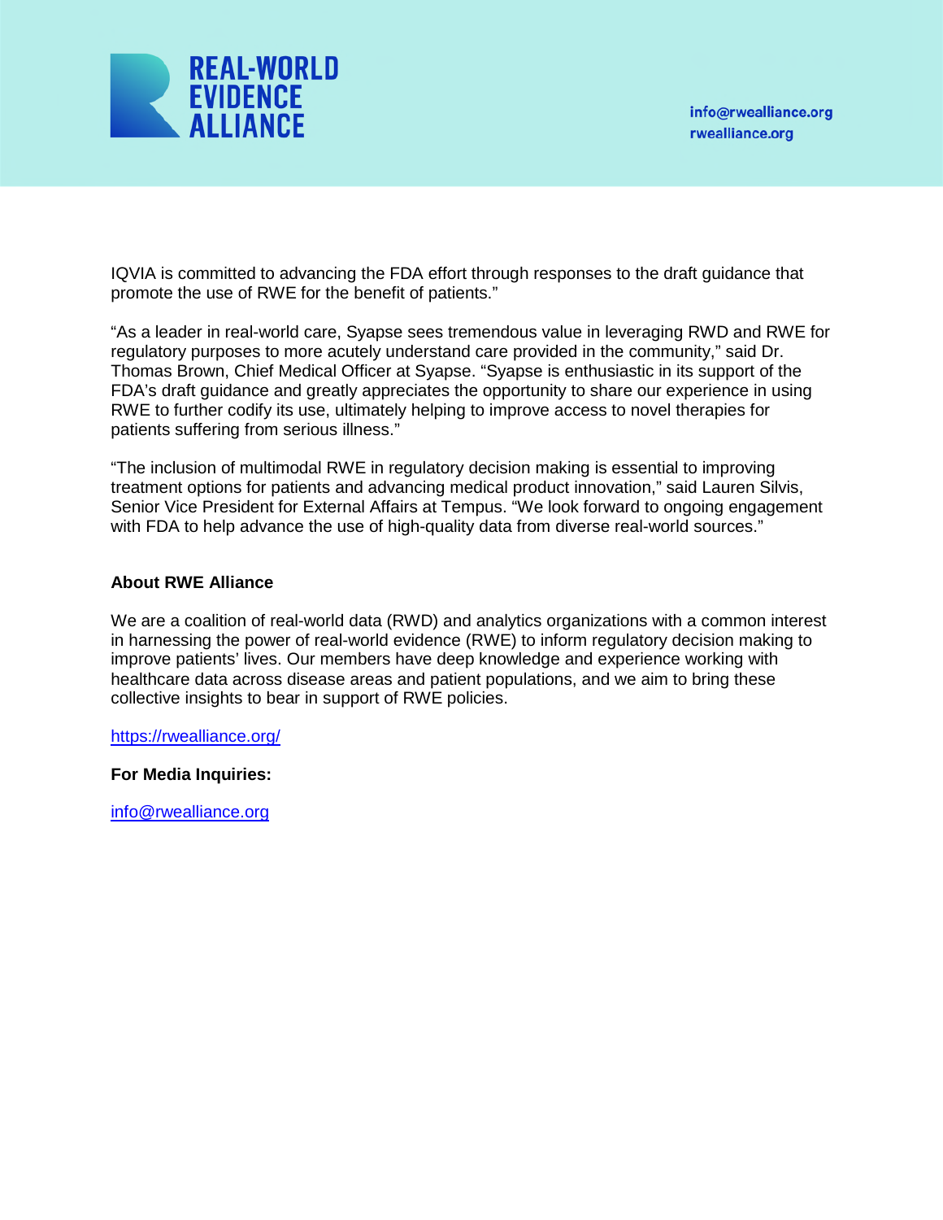IQVIA is committed to advancing the FDA effort through responses to the draft guidance that promote the use of RWE for the benefit of patients."

"As a leader in real-world care, Syapse sees tremendous value in leveraging RWD and RWE for regulatory purposes to more acutely understand care provided in the community," said Dr. Thomas Brown, Chief Medical Officer at Syapse. "Syapse is enthusiastic in its support of the FDA's draft guidance and greatly appreciates the opportunity to share our experience in using RWE to further codify its use, ultimately helping to improve access to novel therapies for patients suffering from serious illness."

"The inclusion of multimodal RWE in regulatory decision making is essential to improving treatment options for patients and advancing medical product innovation," said Lauren Silvis, Senior Vice President for External Affairs at Tempus. "We look forward to ongoing engagement with FDA to help advance the use of high-quality data from diverse real-world sources."

**About RWE Alliance**

We are a coalition of real-world data (RWD) and analytics organizations with a common interest in harnessing the power of real-world evidence (RWE) to inform regulatory decision making to improve patients' lives. Our members have deep knowledge and experience working with healthcare data across disease areas and patient populations, and we aim to bring these collective insights to bear in support of RWE policies.

https://rwealliance.org/

**For Media Inquiries:**

info@rwealliance.org